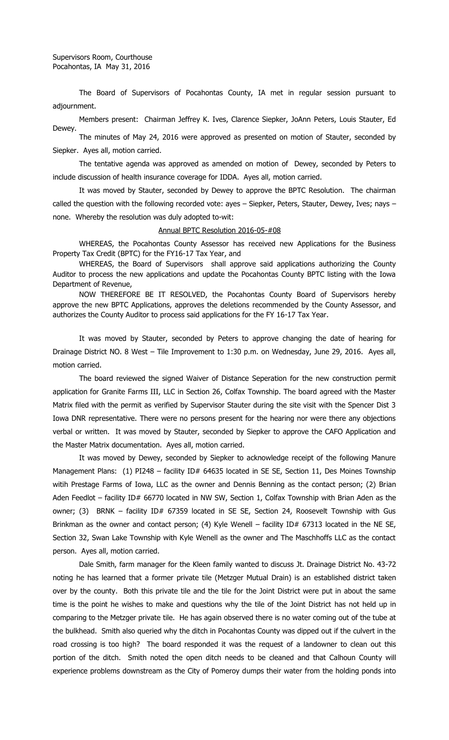Supervisors Room, Courthouse
Pocahontas, IA May 31, 2016

The Board of Supervisors of Pocahontas County, IA met in regular session pursuant to adjournment.

Members present: Chairman Jeffrey K. Ives, Clarence Siepker, JoAnn Peters, Louis Stauter, Ed Dewey.

The minutes of May 24, 2016 were approved as presented on motion of Stauter, seconded by Siepker. Ayes all, motion carried.

The tentative agenda was approved as amended on motion of Dewey, seconded by Peters to include discussion of health insurance coverage for IDDA. Ayes all, motion carried.

It was moved by Stauter, seconded by Dewey to approve the BPTC Resolution. The chairman called the question with the following recorded vote: ayes – Siepker, Peters, Stauter, Dewey, Ives; nays – none. Whereby the resolution was duly adopted to-wit:

Annual BPTC Resolution 2016-05-#08

WHEREAS, the Pocahontas County Assessor has received new Applications for the Business Property Tax Credit (BPTC) for the FY16-17 Tax Year, and

WHEREAS, the Board of Supervisors shall approve said applications authorizing the County Auditor to process the new applications and update the Pocahontas County BPTC listing with the Iowa Department of Revenue,

NOW THEREFORE BE IT RESOLVED, the Pocahontas County Board of Supervisors hereby approve the new BPTC Applications, approves the deletions recommended by the County Assessor, and authorizes the County Auditor to process said applications for the FY 16-17 Tax Year.

It was moved by Stauter, seconded by Peters to approve changing the date of hearing for Drainage District NO. 8 West – Tile Improvement to 1:30 p.m. on Wednesday, June 29, 2016. Ayes all, motion carried.

The board reviewed the signed Waiver of Distance Seperation for the new construction permit application for Granite Farms III, LLC in Section 26, Colfax Township. The board agreed with the Master Matrix filed with the permit as verified by Supervisor Stauter during the site visit with the Spencer Dist 3 Iowa DNR representative. There were no persons present for the hearing nor were there any objections verbal or written. It was moved by Stauter, seconded by Siepker to approve the CAFO Application and the Master Matrix documentation. Ayes all, motion carried.

It was moved by Dewey, seconded by Siepker to acknowledge receipt of the following Manure Management Plans: (1) PI248 – facility ID# 64635 located in SE SE, Section 11, Des Moines Township witih Prestage Farms of Iowa, LLC as the owner and Dennis Benning as the contact person; (2) Brian Aden Feedlot – facility ID# 66770 located in NW SW, Section 1, Colfax Township with Brian Aden as the owner; (3) BRNK – facility ID# 67359 located in SE SE, Section 24, Roosevelt Township with Gus Brinkman as the owner and contact person; (4) Kyle Wenell – facility ID# 67313 located in the NE SE, Section 32, Swan Lake Township with Kyle Wenell as the owner and The Maschhoffs LLC as the contact person. Ayes all, motion carried.

Dale Smith, farm manager for the Kleen family wanted to discuss Jt. Drainage District No. 43-72 noting he has learned that a former private tile (Metzger Mutual Drain) is an established district taken over by the county. Both this private tile and the tile for the Joint District were put in about the same time is the point he wishes to make and questions why the tile of the Joint District has not held up in comparing to the Metzger private tile. He has again observed there is no water coming out of the tube at the bulkhead. Smith also queried why the ditch in Pocahontas County was dipped out if the culvert in the road crossing is too high? The board responded it was the request of a landowner to clean out this portion of the ditch. Smith noted the open ditch needs to be cleaned and that Calhoun County will experience problems downstream as the City of Pomeroy dumps their water from the holding ponds into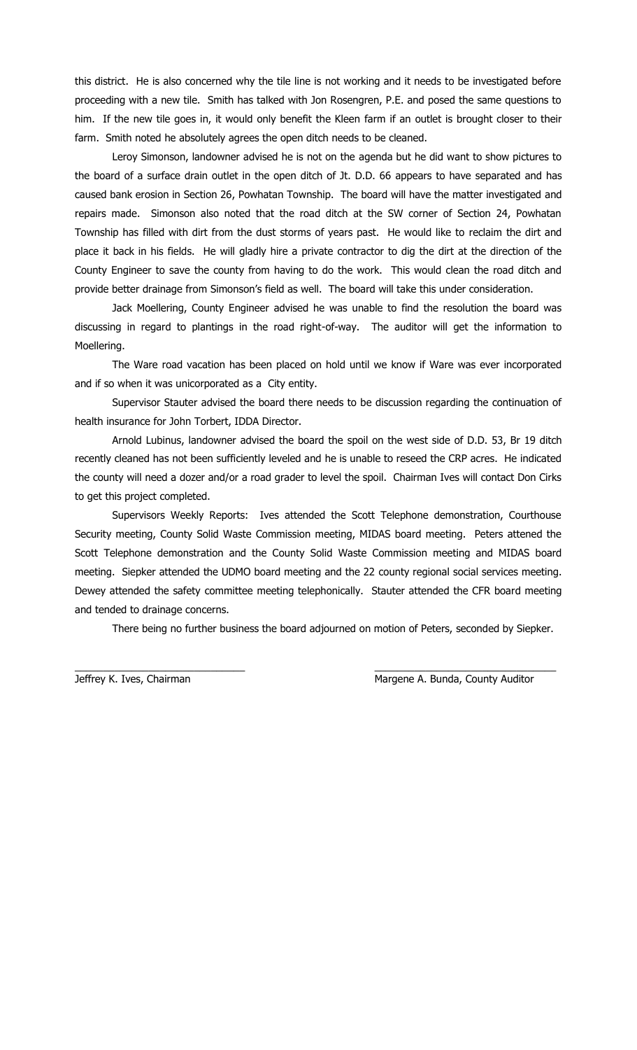this district. He is also concerned why the tile line is not working and it needs to be investigated before proceeding with a new tile. Smith has talked with Jon Rosengren, P.E. and posed the same questions to him. If the new tile goes in, it would only benefit the Kleen farm if an outlet is brought closer to their farm. Smith noted he absolutely agrees the open ditch needs to be cleaned.

Leroy Simonson, landowner advised he is not on the agenda but he did want to show pictures to the board of a surface drain outlet in the open ditch of Jt. D.D. 66 appears to have separated and has caused bank erosion in Section 26, Powhatan Township. The board will have the matter investigated and repairs made. Simonson also noted that the road ditch at the SW corner of Section 24, Powhatan Township has filled with dirt from the dust storms of years past. He would like to reclaim the dirt and place it back in his fields. He will gladly hire a private contractor to dig the dirt at the direction of the County Engineer to save the county from having to do the work. This would clean the road ditch and provide better drainage from Simonson's field as well. The board will take this under consideration.

Jack Moellering, County Engineer advised he was unable to find the resolution the board was discussing in regard to plantings in the road right-of-way. The auditor will get the information to Moellering.

The Ware road vacation has been placed on hold until we know if Ware was ever incorporated and if so when it was unicorporated as a City entity.

Supervisor Stauter advised the board there needs to be discussion regarding the continuation of health insurance for John Torbert, IDDA Director.

Arnold Lubinus, landowner advised the board the spoil on the west side of D.D. 53, Br 19 ditch recently cleaned has not been sufficiently leveled and he is unable to reseed the CRP acres. He indicated the county will need a dozer and/or a road grader to level the spoil. Chairman Ives will contact Don Cirks to get this project completed.

Supervisors Weekly Reports: Ives attended the Scott Telephone demonstration, Courthouse Security meeting, County Solid Waste Commission meeting, MIDAS board meeting. Peters attened the Scott Telephone demonstration and the County Solid Waste Commission meeting and MIDAS board meeting. Siepker attended the UDMO board meeting and the 22 county regional social services meeting. Dewey attended the safety committee meeting telephonically. Stauter attended the CFR board meeting and tended to drainage concerns.

There being no further business the board adjourned on motion of Peters, seconded by Siepker.

\_\_\_\_\_\_\_\_\_\_\_\_\_\_\_\_\_\_\_\_\_\_\_\_\_\_\_\_\_\_ \_\_\_\_\_\_\_\_\_\_\_\_\_\_\_\_\_\_\_\_\_\_\_\_\_\_\_\_\_\_

Jeffrey K. Ives, Chairman Margene A. Bunda, County Auditor